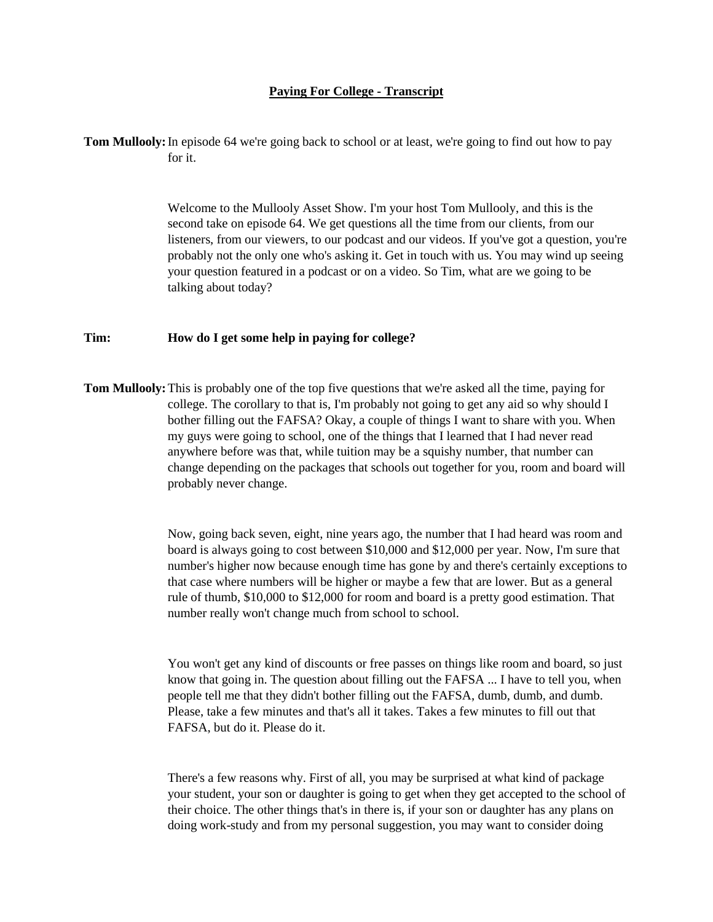# Paying For College - Transcript

**Tom Mullooly:** In episode 64 we're going back to school or at least, we're going to find out how to pay for it.

Welcome to the Mullooly Asset Show. I'm your host Tom Mullooly, and this is the second take on episode 64. We get questions all the time from our clients, from our listeners, from our viewers, to our podcast and our videos. If you've got a question, you're probably not the only one who's asking it. Get in touch with us. You may wind up seeing your question featured in a podcast or on a video. So Tim, what are we going to be talking about today?

**Tim:** **How do I get some help in paying for college?**

**Tom Mullooly:** This is probably one of the top five questions that we're asked all the time, paying for college. The corollary to that is, I'm probably not going to get any aid so why should I bother filling out the FAFSA? Okay, a couple of things I want to share with you. When my guys were going to school, one of the things that I learned that I had never read anywhere before was that, while tuition may be a squishy number, that number can change depending on the packages that schools out together for you, room and board will probably never change.

Now, going back seven, eight, nine years ago, the number that I had heard was room and board is always going to cost between $10,000 and $12,000 per year. Now, I'm sure that number's higher now because enough time has gone by and there's certainly exceptions to that case where numbers will be higher or maybe a few that are lower. But as a general rule of thumb, $10,000 to $12,000 for room and board is a pretty good estimation. That number really won't change much from school to school.

You won't get any kind of discounts or free passes on things like room and board, so just know that going in. The question about filling out the FAFSA ... I have to tell you, when people tell me that they didn't bother filling out the FAFSA, dumb, dumb, and dumb. Please, take a few minutes and that's all it takes. Takes a few minutes to fill out that FAFSA, but do it. Please do it.

There's a few reasons why. First of all, you may be surprised at what kind of package your student, your son or daughter is going to get when they get accepted to the school of their choice. The other things that's in there is, if your son or daughter has any plans on doing work-study and from my personal suggestion, you may want to consider doing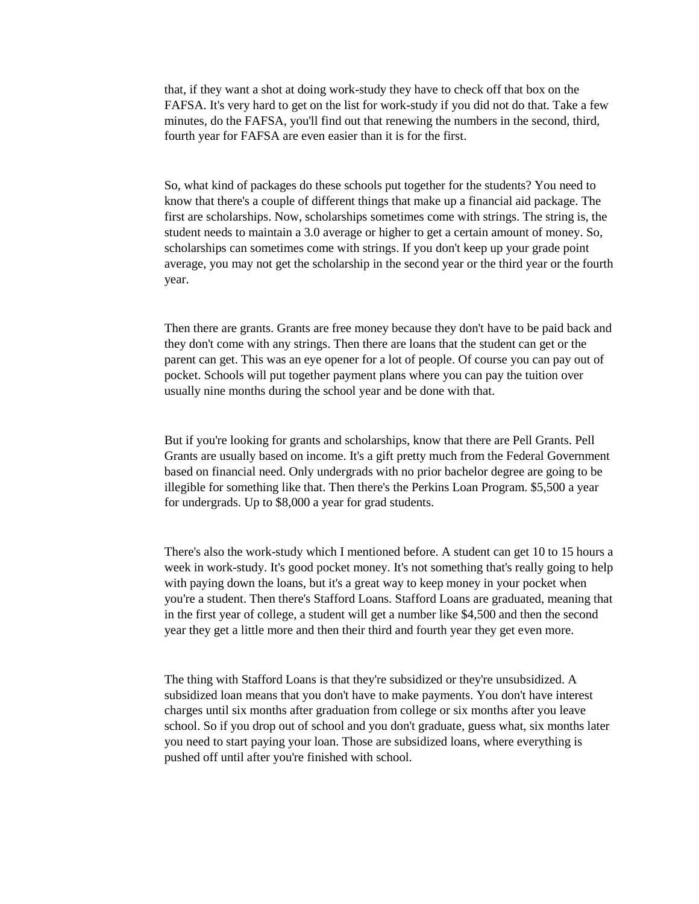that, if they want a shot at doing work-study they have to check off that box on the FAFSA. It's very hard to get on the list for work-study if you did not do that. Take a few minutes, do the FAFSA, you'll find out that renewing the numbers in the second, third, fourth year for FAFSA are even easier than it is for the first.

So, what kind of packages do these schools put together for the students? You need to know that there's a couple of different things that make up a financial aid package. The first are scholarships. Now, scholarships sometimes come with strings. The string is, the student needs to maintain a 3.0 average or higher to get a certain amount of money. So, scholarships can sometimes come with strings. If you don't keep up your grade point average, you may not get the scholarship in the second year or the third year or the fourth year.

Then there are grants. Grants are free money because they don't have to be paid back and they don't come with any strings. Then there are loans that the student can get or the parent can get. This was an eye opener for a lot of people. Of course you can pay out of pocket. Schools will put together payment plans where you can pay the tuition over usually nine months during the school year and be done with that.

But if you're looking for grants and scholarships, know that there are Pell Grants. Pell Grants are usually based on income. It's a gift pretty much from the Federal Government based on financial need. Only undergrads with no prior bachelor degree are going to be illegible for something like that. Then there's the Perkins Loan Program. $5,500 a year for undergrads. Up to $8,000 a year for grad students.

There's also the work-study which I mentioned before. A student can get 10 to 15 hours a week in work-study. It's good pocket money. It's not something that's really going to help with paying down the loans, but it's a great way to keep money in your pocket when you're a student. Then there's Stafford Loans. Stafford Loans are graduated, meaning that in the first year of college, a student will get a number like $4,500 and then the second year they get a little more and then their third and fourth year they get even more.

The thing with Stafford Loans is that they're subsidized or they're unsubsidized. A subsidized loan means that you don't have to make payments. You don't have interest charges until six months after graduation from college or six months after you leave school. So if you drop out of school and you don't graduate, guess what, six months later you need to start paying your loan. Those are subsidized loans, where everything is pushed off until after you're finished with school.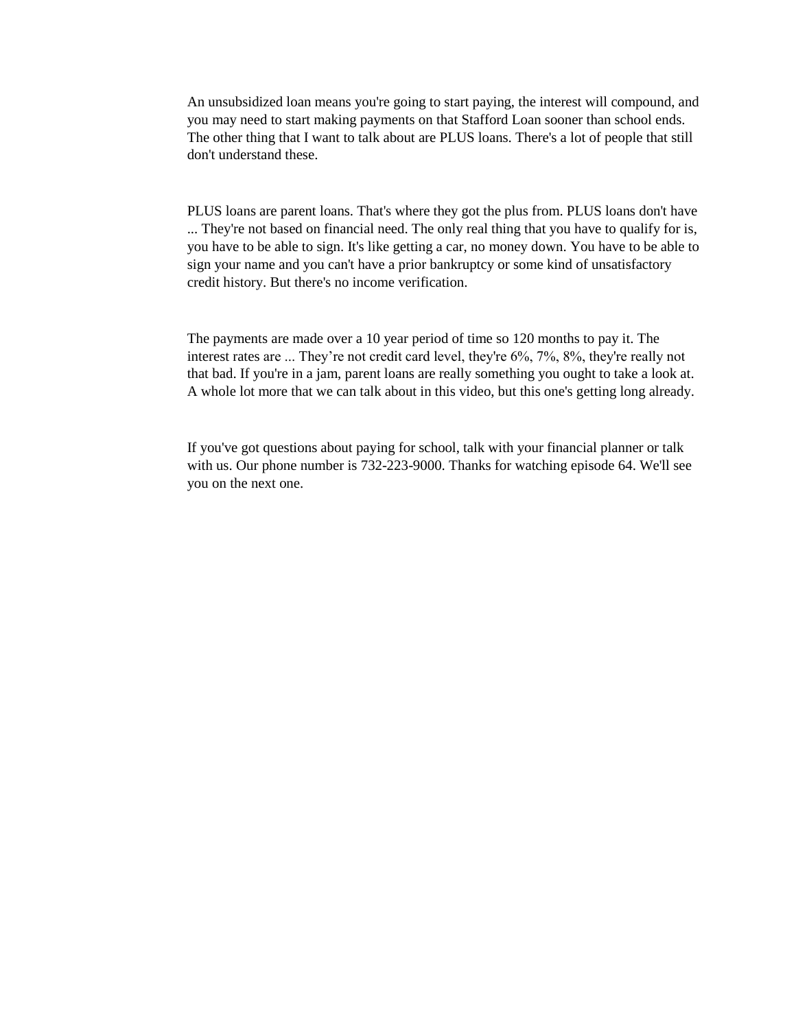An unsubsidized loan means you're going to start paying, the interest will compound, and you may need to start making payments on that Stafford Loan sooner than school ends. The other thing that I want to talk about are PLUS loans. There's a lot of people that still don't understand these.

PLUS loans are parent loans. That's where they got the plus from. PLUS loans don't have ... They're not based on financial need. The only real thing that you have to qualify for is, you have to be able to sign. It's like getting a car, no money down. You have to be able to sign your name and you can't have a prior bankruptcy or some kind of unsatisfactory credit history. But there's no income verification.

The payments are made over a 10 year period of time so 120 months to pay it. The interest rates are ... They're not credit card level, they're 6%, 7%, 8%, they're really not that bad. If you're in a jam, parent loans are really something you ought to take a look at. A whole lot more that we can talk about in this video, but this one's getting long already.

If you've got questions about paying for school, talk with your financial planner or talk with us. Our phone number is 732-223-9000. Thanks for watching episode 64. We'll see you on the next one.